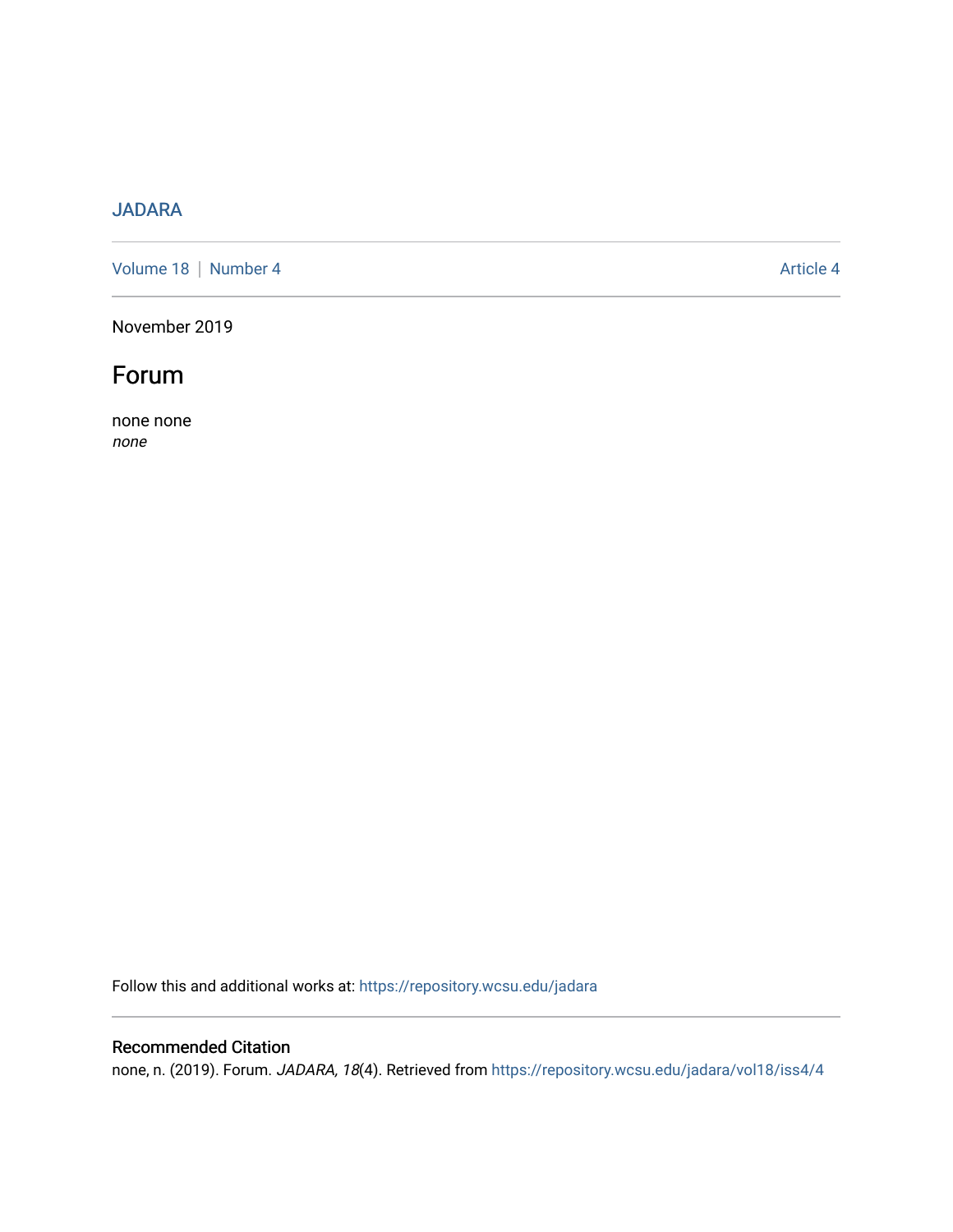JADARA

Volume 18 | Number 4 Article 4

November 2019

# Forum

none none
*none*

Follow this and additional works at: https://repository.wcsu.edu/jadara

## Recommended Citation

none, n. (2019). Forum. *JADARA, 18*(4). Retrieved from https://repository.wcsu.edu/jadara/vol18/iss4/4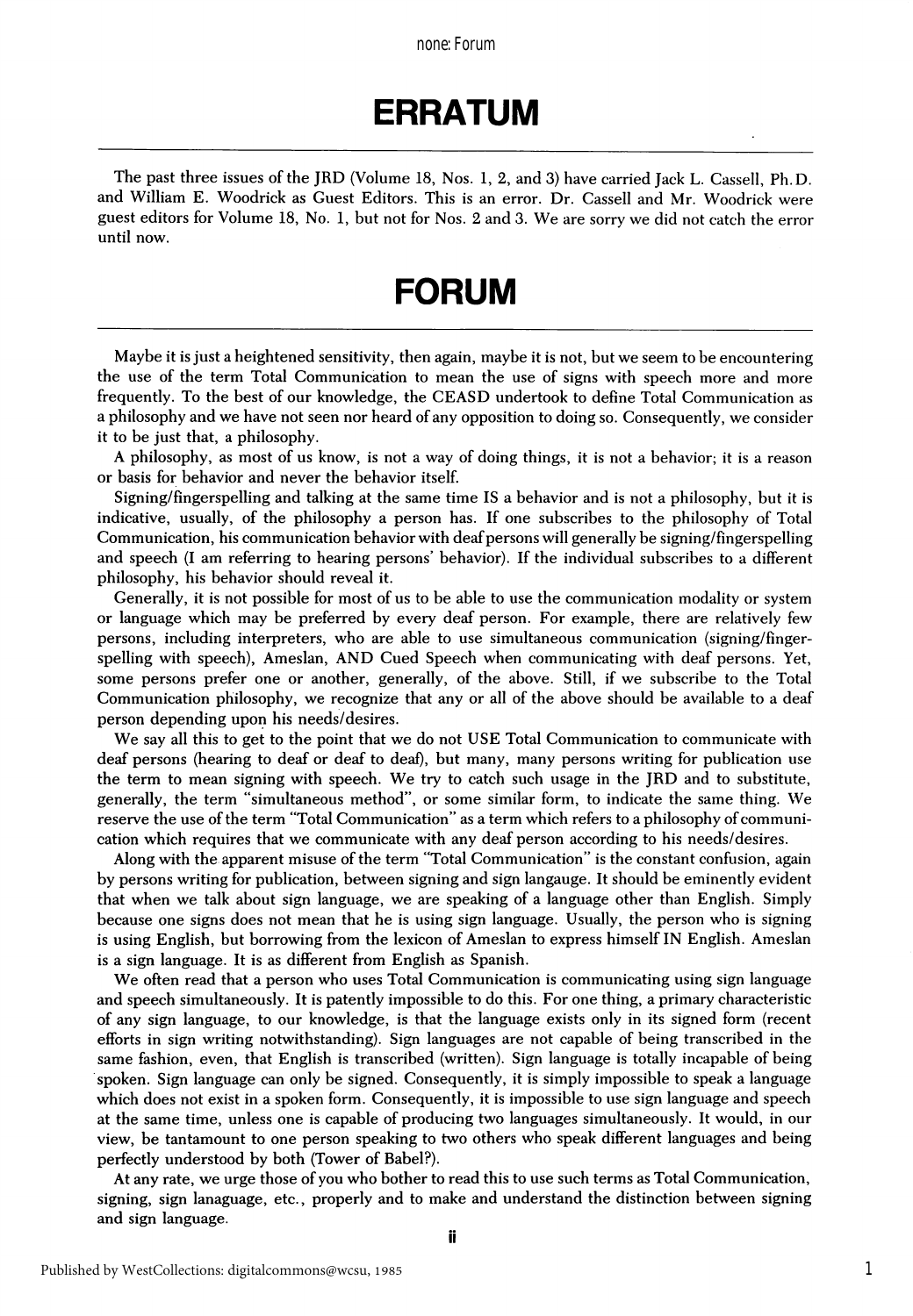# ERRATUM

The past three issues of the JRD (Volume 18, Nos. 1, 2, and 3) have carried Jack L. Cassell, Ph.D. and William E. Woodrick as Guest Editors. This is an error. Dr. Cassell and Mr. Woodrick were guest editors for Volume 18, No. 1, but not for Nos. 2 and 3. We are sorry we did not catch the error until now.

# FORUM

Maybe it is just a heightened sensitivity, then again, maybe it is not, but we seem to be encountering the use of the term Total Communication to mean the use of signs with speech more and more frequently. To the best of our knowledge, the CEASD undertook to define Total Communication as a philosophy and we have not seen nor heard of any opposition to doing so. Consequently, we consider it to be just that, a philosophy.

A philosophy, as most of us know, is not a way of doing things, it is not a behavior; it is a reason or basis for behavior and never the behavior itself.

Signing/fingerspelling and talking at the same time IS a behavior and is not a philosophy, but it is indicative, usually, of the philosophy a person has. If one subscribes to the philosophy of Total Communication, his communication behavior with deaf persons will generally be signing/fingerspelling and speech (I am referring to hearing persons' behavior). If the individual subscribes to a different philosophy, his behavior should reveal it.

Generally, it is not possible for most of us to be able to use the communication modality or system or language which may be preferred by every deaf person. For example, there are relatively few persons, including interpreters, who are able to use simultaneous communication (signing/fingerspelling with speech), Ameslan, AND Cued Speech when communicating with deaf persons. Yet, some persons prefer one or another, generally, of the above. Still, if we subscribe to the Total Communication philosophy, we recognize that any or all of the above should be available to a deaf person depending upon his needs/desires.

We say all this to get to the point that we do not USE Total Communication to communicate with deaf persons (hearing to deaf or deaf to deaf), but many, many persons writing for publication use the term to mean signing with speech. We try to catch such usage in the JRD and to substitute, generally, the term "simultaneous method", or some similar form, to indicate the same thing. We reserve the use of the term "Total Communication" as a term which refers to a philosophy of communication which requires that we communicate with any deaf person according to his needs/desires.

Along with the apparent misuse of the term "Total Communication" is the constant confusion, again by persons writing for publication, between signing and sign langauge. It should be eminently evident that when we talk about sign language, we are speaking of a language other than English. Simply because one signs does not mean that he is using sign language. Usually, the person who is signing is using English, but borrowing from the lexicon of Ameslan to express himself IN English. Ameslan is a sign language. It is as different from English as Spanish.

We often read that a person who uses Total Communication is communicating using sign language and speech simultaneously. It is patently impossible to do this. For one thing, a primary characteristic of any sign language, to our knowledge, is that the language exists only in its signed form (recent efforts in sign writing notwithstanding). Sign languages are not capable of being transcribed in the same fashion, even, that English is transcribed (written). Sign language is totally incapable of being spoken. Sign language can only be signed. Consequently, it is simply impossible to speak a language which does not exist in a spoken form. Consequently, it is impossible to use sign language and speech at the same time, unless one is capable of producing two languages simultaneously. It would, in our view, be tantamount to one person speaking to two others who speak different languages and being perfectly understood by both (Tower of Babel?).

At any rate, we urge those of you who bother to read this to use such terms as Total Communication, signing, sign lanaguage, etc., properly and to make and understand the distinction between signing and sign language.